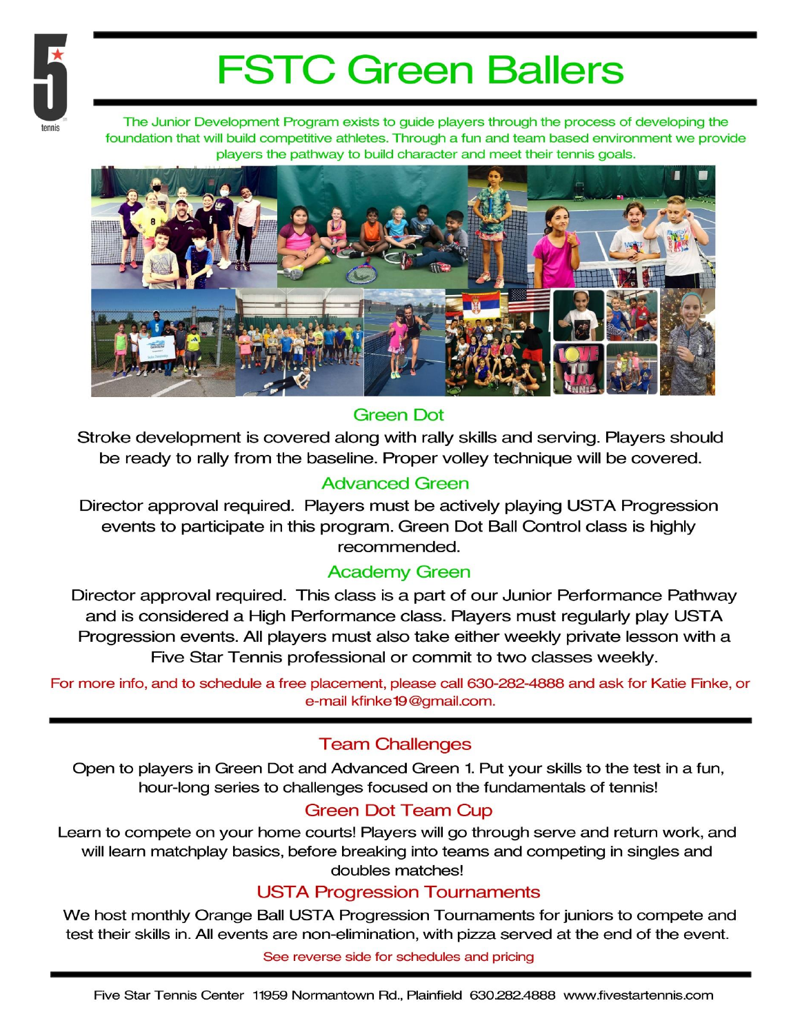# FSTC Green Ballers

The Junior Development Program exists to guide players through the process of developing the foundation that will build competitive athletes. Through a fun and team based environment we provide players the pathway to build character and meet their tennis goals.

## Green Dot

Stroke development is covered along with rally skills and serving. Players should be ready to rally from the baseline. Proper volley technique will be covered.

## Advanced Green

Director approval required. Players must be actively playing USTA Progression events to participate in this program. Green Dot Ball Control class is highly recommended.

## Academy Green

Director approval required. This class is a part of our Junior Performance Pathway and is considered a High Performance class. Players must regularly play USTA Progression events. All players must also take either weekly private lesson with a Five Star Tennis professional or commit to two classes weekly.

For more info, and to schedule a free placement, please call 630-282-4888 and ask for Katie Finke, or e-mail kfinke19@gmail.com.

---

## Team Challenges

Open to players in Green Dot and Advanced Green 1. Put your skills to the test in a fun, hour-long series to challenges focused on the fundamentals of tennis!

## Green Dot Team Cup

Learn to compete on your home courts! Players will go through serve and return work, and will learn matchplay basics, before breaking into teams and competing in singles and doubles matches!

## USTA Progression Tournaments

We host monthly Orange Ball USTA Progression Tournaments for juniors to compete and test their skills in. All events are non-elimination, with pizza served at the end of the event.

See reverse side for schedules and pricing

---

Five Star Tennis Center 11959 Normantown Rd., Plainfield 630.282.4888 www.fivestartennis.com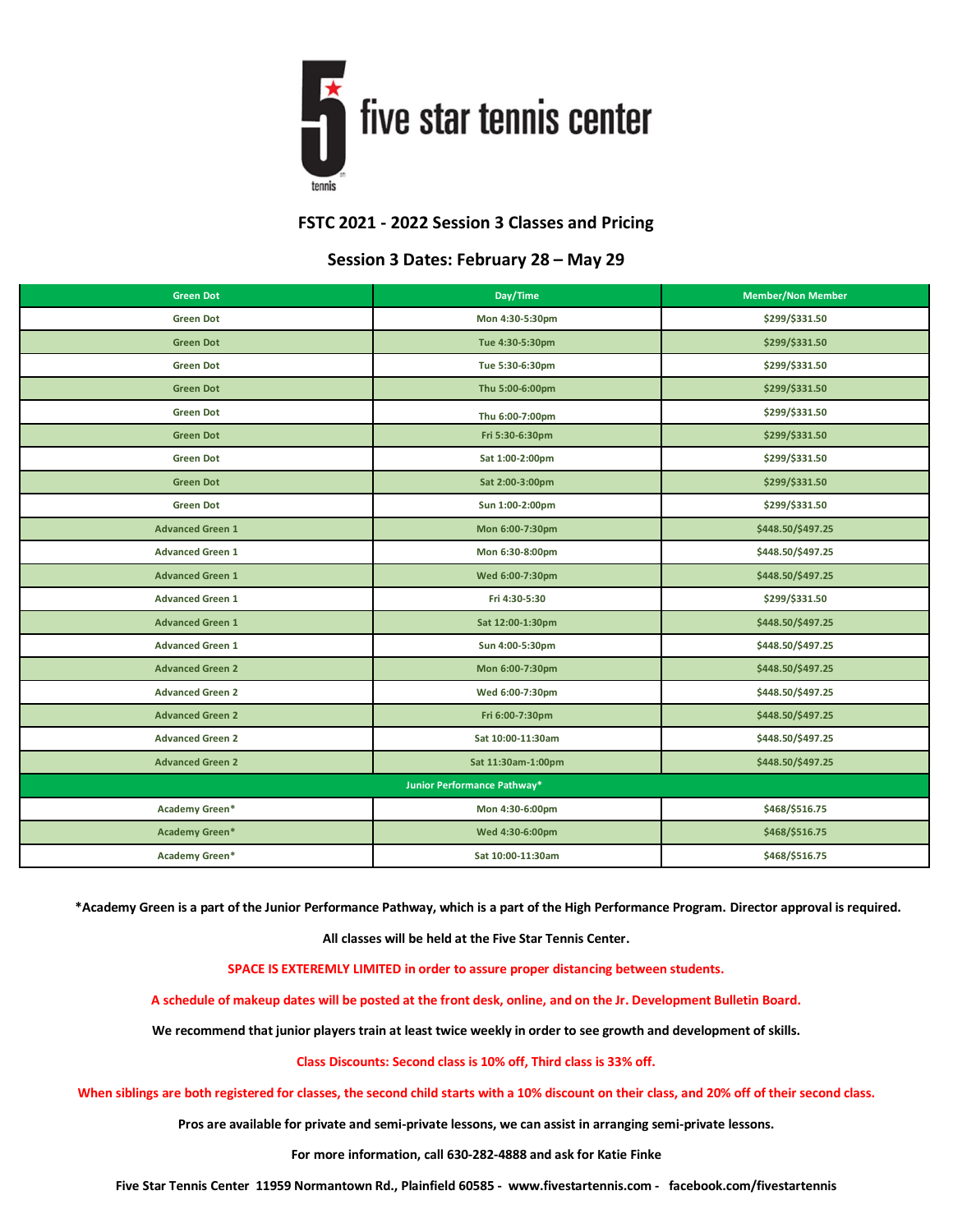five star tennis center

## FSTC 2021 - 2022 Session 3 Classes and Pricing

## Session 3 Dates: February 28 – May 29

| Green Dot | Day/Time | Member/Non Member |
|---|---|---|
| Green Dot | Mon 4:30-5:30pm | $299/$331.50 |
| Green Dot | Tue 4:30-5:30pm | $299/$331.50 |
| Green Dot | Tue 5:30-6:30pm | $299/$331.50 |
| Green Dot | Thu 5:00-6:00pm | $299/$331.50 |
| Green Dot | Thu 6:00-7:00pm | $299/$331.50 |
| Green Dot | Fri 5:30-6:30pm | $299/$331.50 |
| Green Dot | Sat 1:00-2:00pm | $299/$331.50 |
| Green Dot | Sat 2:00-3:00pm | $299/$331.50 |
| Green Dot | Sun 1:00-2:00pm | $299/$331.50 |
| Advanced Green 1 | Mon 6:00-7:30pm | $448.50/$497.25 |
| Advanced Green 1 | Mon 6:30-8:00pm | $448.50/$497.25 |
| Advanced Green 1 | Wed 6:00-7:30pm | $448.50/$497.25 |
| Advanced Green 1 | Fri 4:30-5:30 | $299/$331.50 |
| Advanced Green 1 | Sat 12:00-1:30pm | $448.50/$497.25 |
| Advanced Green 1 | Sun 4:00-5:30pm | $448.50/$497.25 |
| Advanced Green 2 | Mon 6:00-7:30pm | $448.50/$497.25 |
| Advanced Green 2 | Wed 6:00-7:30pm | $448.50/$497.25 |
| Advanced Green 2 | Fri 6:00-7:30pm | $448.50/$497.25 |
| Advanced Green 2 | Sat 10:00-11:30am | $448.50/$497.25 |
| Advanced Green 2 | Sat 11:30am-1:00pm | $448.50/$497.25 |
| Junior Performance Pathway* | | |
| Academy Green* | Mon 4:30-6:00pm | $468/$516.75 |
| Academy Green* | Wed 4:30-6:00pm | $468/$516.75 |
| Academy Green* | Sat 10:00-11:30am | $468/$516.75 |

**\*Academy Green is a part of the Junior Performance Pathway, which is a part of the High Performance Program. Director approval is required.**

**All classes will be held at the Five Star Tennis Center.**

**SPACE IS EXTEREMLY LIMITED in order to assure proper distancing between students.**

**A schedule of makeup dates will be posted at the front desk, online, and on the Jr. Development Bulletin Board.**

**We recommend that junior players train at least twice weekly in order to see growth and development of skills.**

**Class Discounts: Second class is 10% off, Third class is 33% off.**

**When siblings are both registered for classes, the second child starts with a 10% discount on their class, and 20% off of their second class.**

**Pros are available for private and semi-private lessons, we can assist in arranging semi-private lessons.**

**For more information, call 630-282-4888 and ask for Katie Finke**

**Five Star Tennis Center 11959 Normantown Rd., Plainfield 60585 - www.fivestartennis.com - facebook.com/fivestartennis**